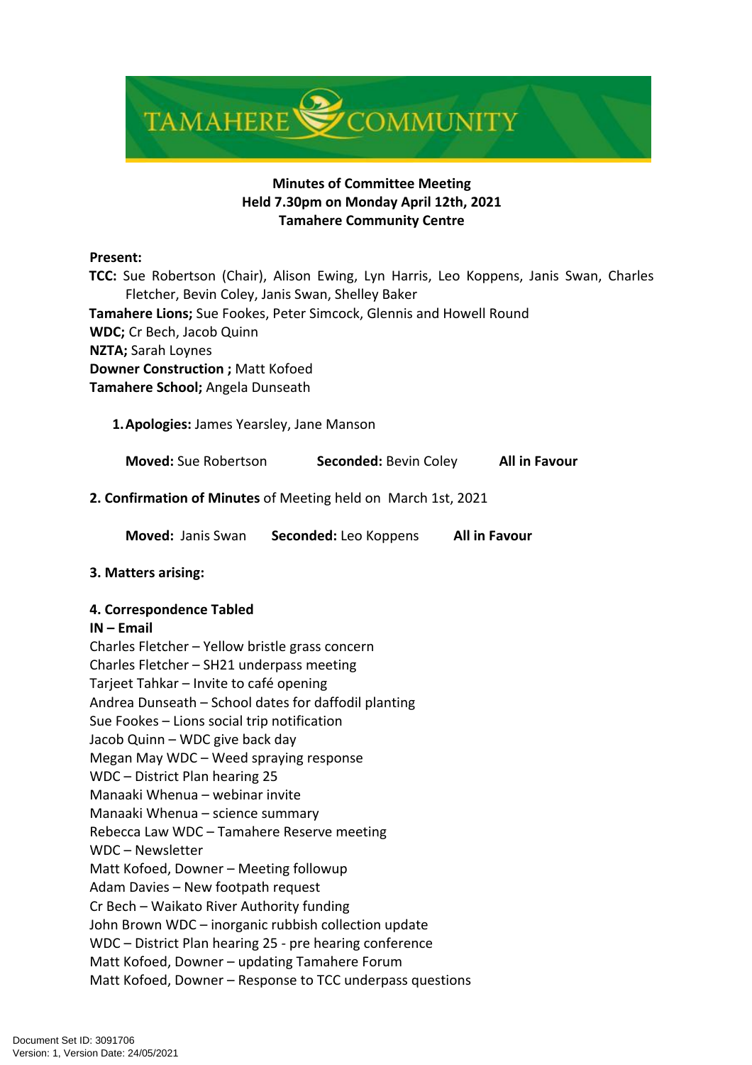TAMAHERE COMMUNITY

**Minutes of Committee Meeting**
**Held 7.30pm on Monday April 12th, 2021**
**Tamahere Community Centre**

**Present:**
**TCC:** Sue Robertson (Chair), Alison Ewing, Lyn Harris, Leo Koppens, Janis Swan, Charles Fletcher, Bevin Coley, Janis Swan, Shelley Baker
**Tamahere Lions;** Sue Fookes, Peter Simcock, Glennis and Howell Round
**WDC;** Cr Bech, Jacob Quinn
**NZTA;** Sarah Loynes
**Downer Construction ;** Matt Kofoed
**Tamahere School;** Angela Dunseath

1. **Apologies:** James Yearsley, Jane Manson

   **Moved:** Sue Robertson **Seconded:** Bevin Coley **All in Favour**

**2. Confirmation of Minutes** of Meeting held on March 1st, 2021

   **Moved:** Janis Swan **Seconded:** Leo Koppens **All in Favour**

**3. Matters arising:**

**4. Correspondence Tabled**
**IN – Email**
Charles Fletcher – Yellow bristle grass concern
Charles Fletcher – SH21 underpass meeting
Tarjeet Tahkar – Invite to café opening
Andrea Dunseath – School dates for daffodil planting
Sue Fookes – Lions social trip notification
Jacob Quinn – WDC give back day
Megan May WDC – Weed spraying response
WDC – District Plan hearing 25
Manaaki Whenua – webinar invite
Manaaki Whenua – science summary
Rebecca Law WDC – Tamahere Reserve meeting
WDC – Newsletter
Matt Kofoed, Downer – Meeting followup
Adam Davies – New footpath request
Cr Bech – Waikato River Authority funding
John Brown WDC – inorganic rubbish collection update
WDC – District Plan hearing 25 - pre hearing conference
Matt Kofoed, Downer – updating Tamahere Forum
Matt Kofoed, Downer – Response to TCC underpass questions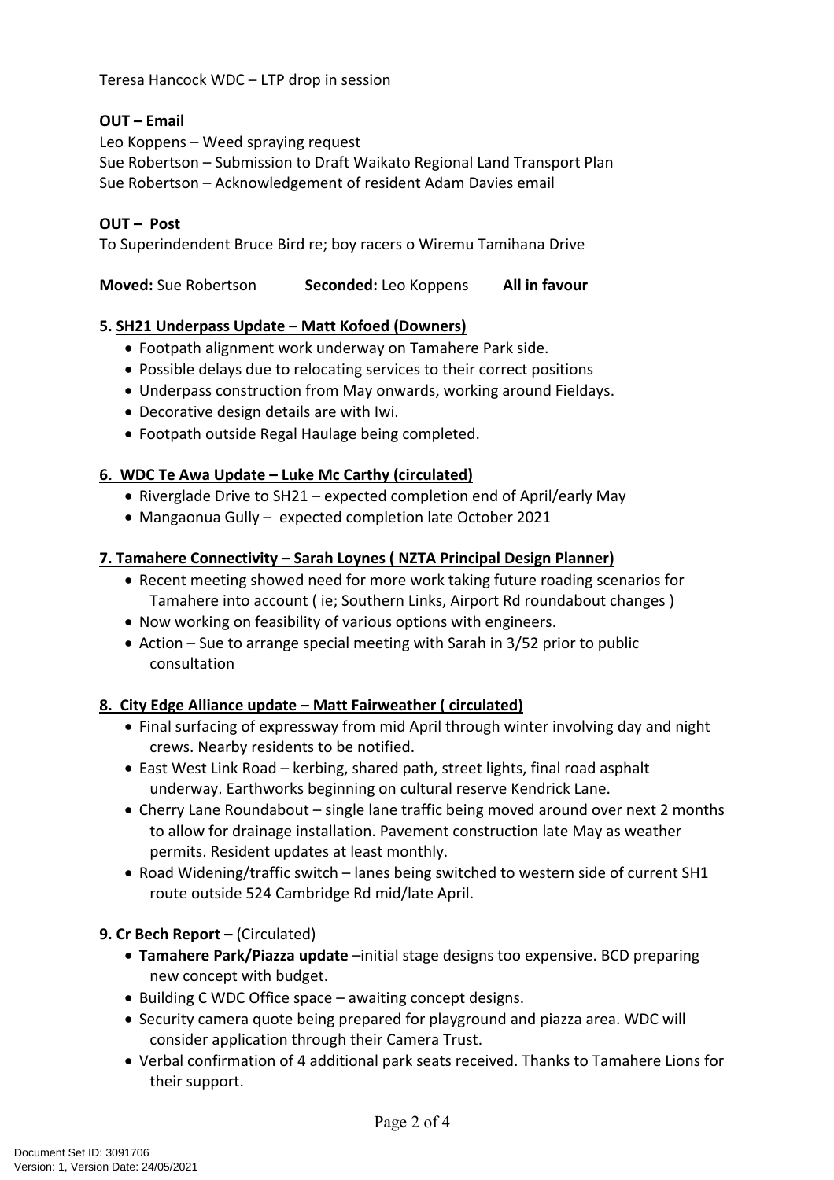Teresa Hancock WDC – LTP drop in session

**OUT – Email**

Leo Koppens – Weed spraying request
Sue Robertson – Submission to Draft Waikato Regional Land Transport Plan
Sue Robertson – Acknowledgement of resident Adam Davies email

**OUT – Post**

To Superindendent Bruce Bird re; boy racers o Wiremu Tamihana Drive

**Moved:** Sue Robertson **Seconded:** Leo Koppens **All in favour**

**5. <u>SH21 Underpass Update – Matt Kofoed (Downers)</u>**

- Footpath alignment work underway on Tamahere Park side.
- Possible delays due to relocating services to their correct positions
- Underpass construction from May onwards, working around Fieldays.
- Decorative design details are with Iwi.
- Footpath outside Regal Haulage being completed.

**6. <u>WDC Te Awa Update – Luke Mc Carthy (circulated)</u>**

- Riverglade Drive to SH21 – expected completion end of April/early May
- Mangaonua Gully – expected completion late October 2021

**7. <u>Tamahere Connectivity – Sarah Loynes ( NZTA Principal Design Planner)</u>**

- Recent meeting showed need for more work taking future roading scenarios for Tamahere into account ( ie; Southern Links, Airport Rd roundabout changes )
- Now working on feasibility of various options with engineers.
- Action – Sue to arrange special meeting with Sarah in 3/52 prior to public consultation

**8. <u>City Edge Alliance update – Matt Fairweather ( circulated)</u>**

- Final surfacing of expressway from mid April through winter involving day and night crews. Nearby residents to be notified.
- East West Link Road – kerbing, shared path, street lights, final road asphalt underway. Earthworks beginning on cultural reserve Kendrick Lane.
- Cherry Lane Roundabout – single lane traffic being moved around over next 2 months to allow for drainage installation. Pavement construction late May as weather permits. Resident updates at least monthly.
- Road Widening/traffic switch – lanes being switched to western side of current SH1 route outside 524 Cambridge Rd mid/late April.

**9. <u>Cr Bech Report –</u>** (Circulated)

- **Tamahere Park/Piazza update** –initial stage designs too expensive. BCD preparing new concept with budget.
- Building C WDC Office space – awaiting concept designs.
- Security camera quote being prepared for playground and piazza area. WDC will consider application through their Camera Trust.
- Verbal confirmation of 4 additional park seats received. Thanks to Tamahere Lions for their support.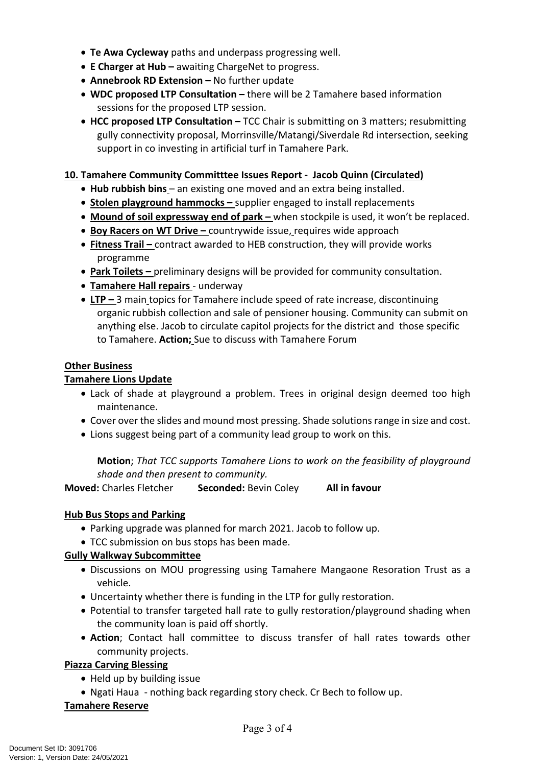- **Te Awa Cycleway** paths and underpass progressing well.
- **E Charger at Hub –** awaiting ChargeNet to progress.
- **Annebrook RD Extension –** No further update
- **WDC proposed LTP Consultation –** there will be 2 Tamahere based information sessions for the proposed LTP session.
- **HCC proposed LTP Consultation –** TCC Chair is submitting on 3 matters; resubmitting gully connectivity proposal, Morrinsville/Matangi/Siverdale Rd intersection, seeking support in co investing in artificial turf in Tamahere Park.

**10. Tamahere Community Committtee Issues Report - Jacob Quinn (Circulated)**

- **Hub rubbish bins** – an existing one moved and an extra being installed.
- **Stolen playground hammocks –** supplier engaged to install replacements
- **Mound of soil expressway end of park –** when stockpile is used, it won't be replaced.
- **Boy Racers on WT Drive –** countrywide issue, requires wide approach
- **Fitness Trail –** contract awarded to HEB construction, they will provide works programme
- **Park Toilets –** preliminary designs will be provided for community consultation.
- **Tamahere Hall repairs** - underway
- **LTP –** 3 main topics for Tamahere include speed of rate increase, discontinuing organic rubbish collection and sale of pensioner housing. Community can submit on anything else. Jacob to circulate capitol projects for the district and those specific to Tamahere. **Action;** Sue to discuss with Tamahere Forum

**Other Business**

**Tamahere Lions Update**

- Lack of shade at playground a problem. Trees in original design deemed too high maintenance.
- Cover over the slides and mound most pressing. Shade solutions range in size and cost.
- Lions suggest being part of a community lead group to work on this.

**Motion**; *That TCC supports Tamahere Lions to work on the feasibility of playground shade and then present to community.*

**Moved:** Charles Fletcher **Seconded:** Bevin Coley **All in favour**

**Hub Bus Stops and Parking**

- Parking upgrade was planned for march 2021. Jacob to follow up.
- TCC submission on bus stops has been made.

**Gully Walkway Subcommittee**

- Discussions on MOU progressing using Tamahere Mangaone Resoration Trust as a vehicle.
- Uncertainty whether there is funding in the LTP for gully restoration.
- Potential to transfer targeted hall rate to gully restoration/playground shading when the community loan is paid off shortly.
- **Action**; Contact hall committee to discuss transfer of hall rates towards other community projects.

**Piazza Carving Blessing**

- Held up by building issue
- Ngati Haua - nothing back regarding story check. Cr Bech to follow up.

**Tamahere Reserve**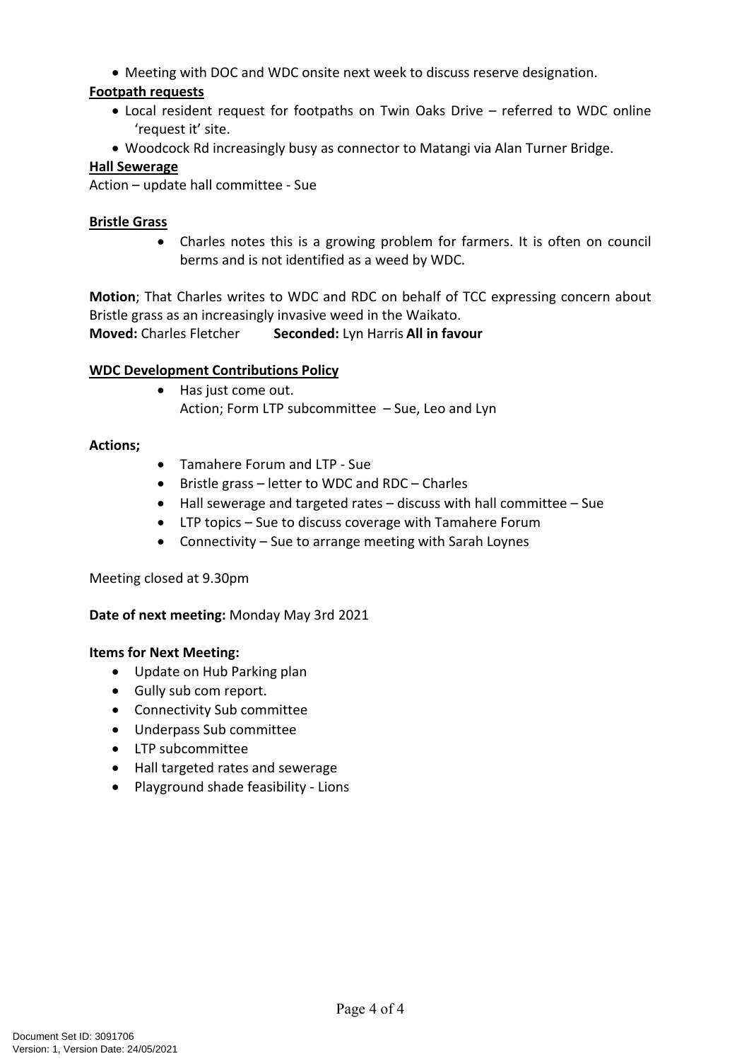- Meeting with DOC and WDC onsite next week to discuss reserve designation.

**Footpath requests**

- Local resident request for footpaths on Twin Oaks Drive – referred to WDC online 'request it' site.
- Woodcock Rd increasingly busy as connector to Matangi via Alan Turner Bridge.

**Hall Sewerage**

Action – update hall committee - Sue

**Bristle Grass**

- Charles notes this is a growing problem for farmers. It is often on council berms and is not identified as a weed by WDC.

**Motion**; That Charles writes to WDC and RDC on behalf of TCC expressing concern about Bristle grass as an increasingly invasive weed in the Waikato.
**Moved:** Charles Fletcher **Seconded:** Lyn Harris **All in favour**

**WDC Development Contributions Policy**

- Has just come out.
  Action; Form LTP subcommittee – Sue, Leo and Lyn

**Actions;**

- Tamahere Forum and LTP - Sue
- Bristle grass – letter to WDC and RDC – Charles
- Hall sewerage and targeted rates – discuss with hall committee – Sue
- LTP topics – Sue to discuss coverage with Tamahere Forum
- Connectivity – Sue to arrange meeting with Sarah Loynes

Meeting closed at 9.30pm

**Date of next meeting:** Monday May 3rd 2021

**Items for Next Meeting:**

- Update on Hub Parking plan
- Gully sub com report.
- Connectivity Sub committee
- Underpass Sub committee
- LTP subcommittee
- Hall targeted rates and sewerage
- Playground shade feasibility - Lions

Document Set ID: 3091706
Version: 1, Version Date: 24/05/2021